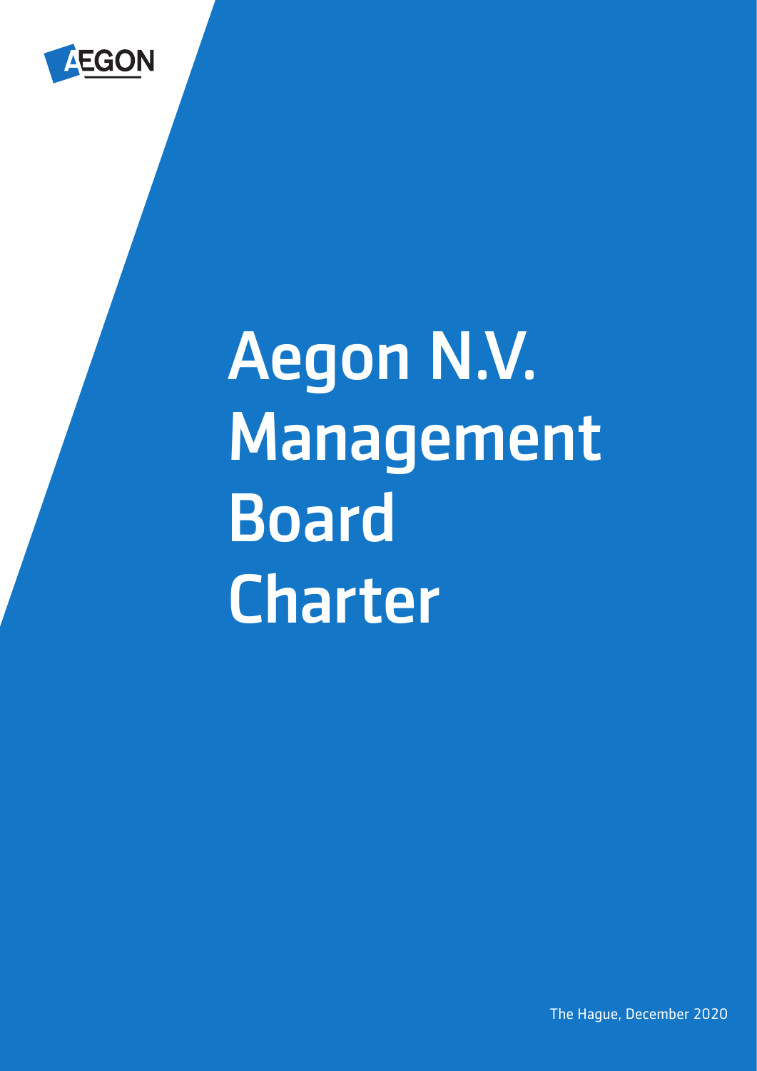AEGON

# Aegon N.V. Management Board Charter

The Hague, December 2020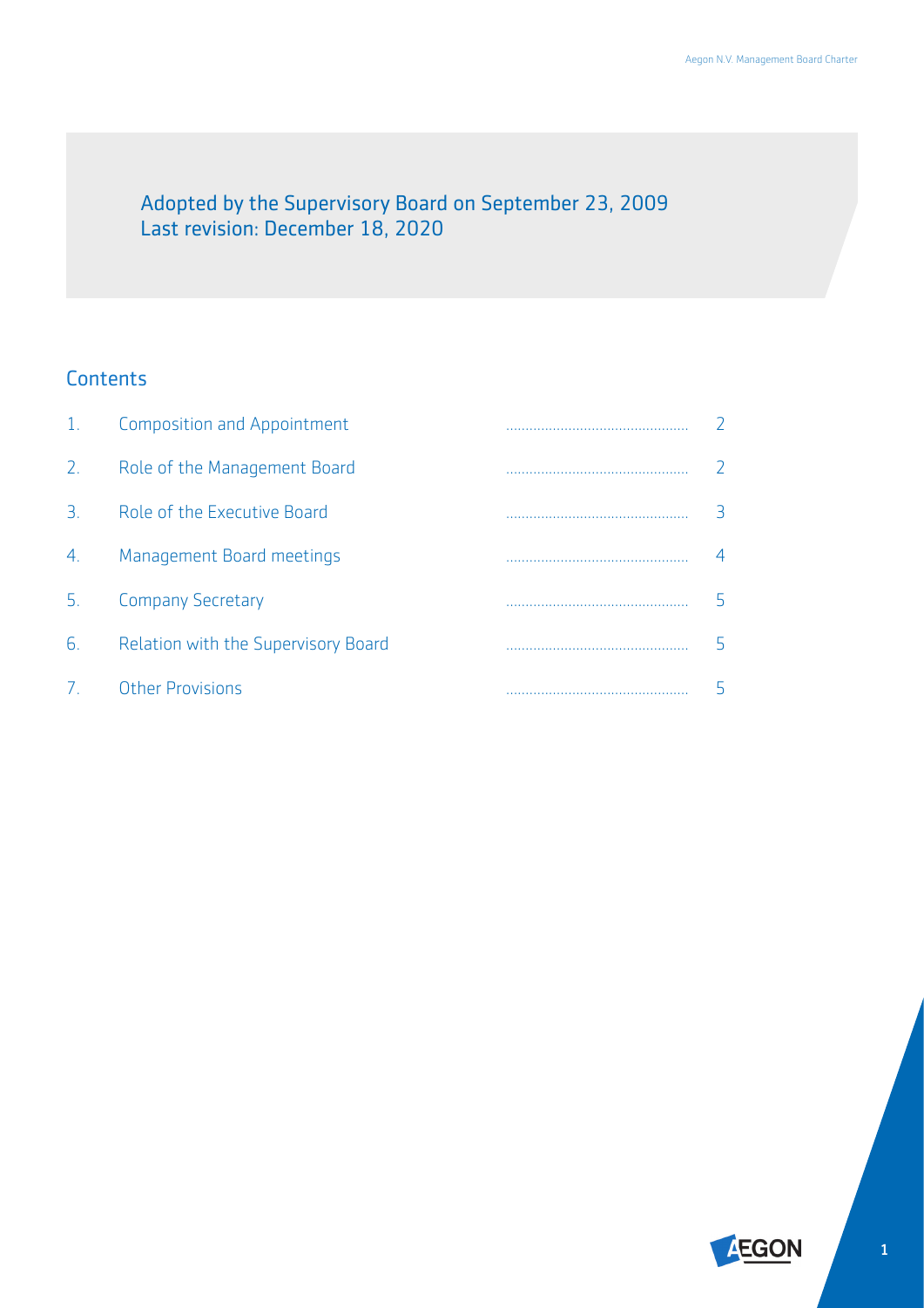Adopted by the Supervisory Board on September 23, 2009
Last revision: December 18, 2020

## Contents

| | | |
|---|---|---|
| 1. | Composition and Appointment | 2 |
| 2. | Role of the Management Board | 2 |
| 3. | Role of the Executive Board | 3 |
| 4. | Management Board meetings | 4 |
| 5. | Company Secretary | 5 |
| 6. | Relation with the Supervisory Board | 5 |
| 7. | Other Provisions | 5 |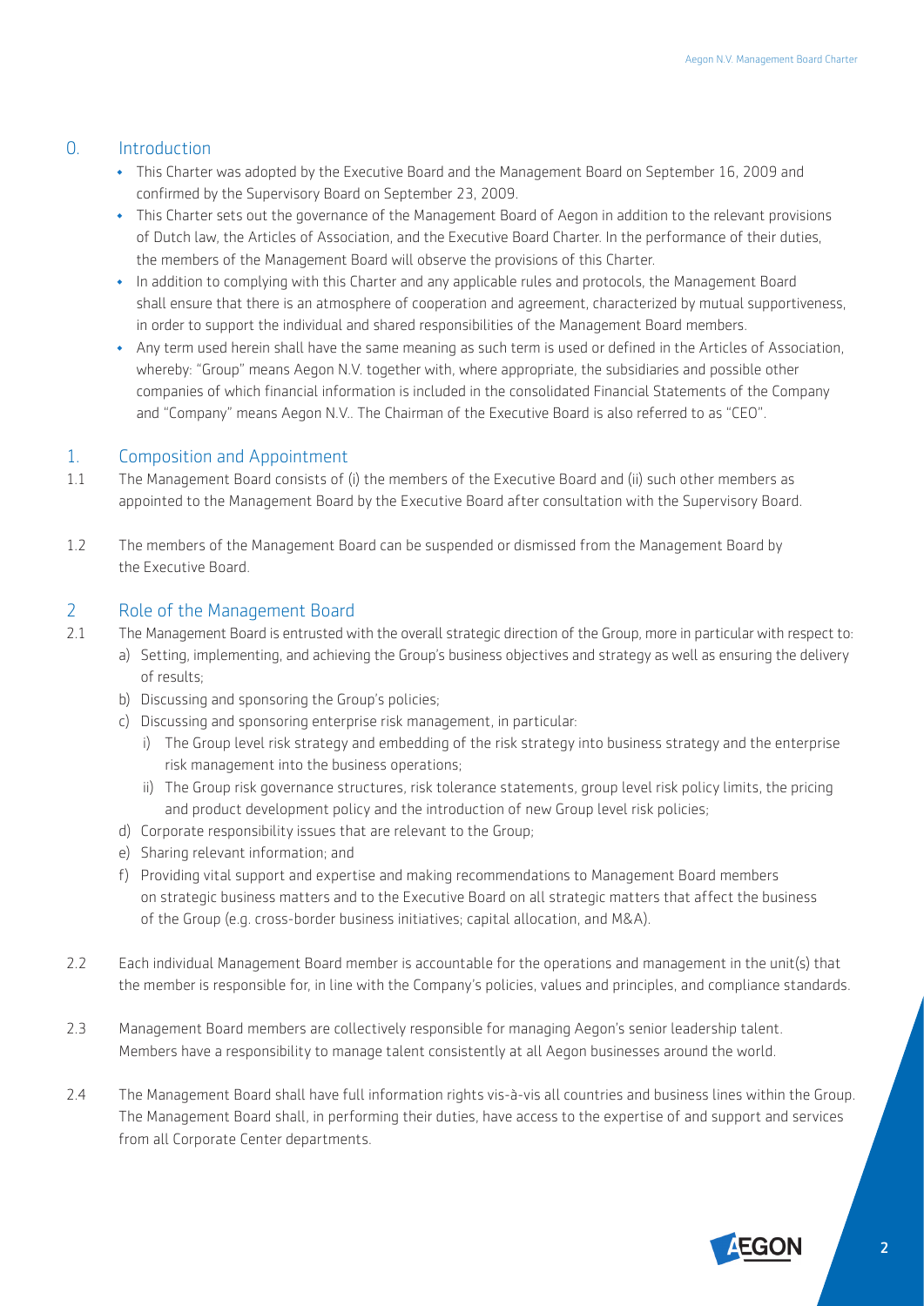## 0. Introduction

- This Charter was adopted by the Executive Board and the Management Board on September 16, 2009 and confirmed by the Supervisory Board on September 23, 2009.
- This Charter sets out the governance of the Management Board of Aegon in addition to the relevant provisions of Dutch law, the Articles of Association, and the Executive Board Charter. In the performance of their duties, the members of the Management Board will observe the provisions of this Charter.
- In addition to complying with this Charter and any applicable rules and protocols, the Management Board shall ensure that there is an atmosphere of cooperation and agreement, characterized by mutual supportiveness, in order to support the individual and shared responsibilities of the Management Board members.
- Any term used herein shall have the same meaning as such term is used or defined in the Articles of Association, whereby: "Group" means Aegon N.V. together with, where appropriate, the subsidiaries and possible other companies of which financial information is included in the consolidated Financial Statements of the Company and "Company" means Aegon N.V.. The Chairman of the Executive Board is also referred to as "CEO".

## 1. Composition and Appointment

1.1 The Management Board consists of (i) the members of the Executive Board and (ii) such other members as appointed to the Management Board by the Executive Board after consultation with the Supervisory Board.

1.2 The members of the Management Board can be suspended or dismissed from the Management Board by the Executive Board.

## 2 Role of the Management Board

2.1 The Management Board is entrusted with the overall strategic direction of the Group, more in particular with respect to:

a) Setting, implementing, and achieving the Group's business objectives and strategy as well as ensuring the delivery of results;

b) Discussing and sponsoring the Group's policies;

c) Discussing and sponsoring enterprise risk management, in particular:

  i) The Group level risk strategy and embedding of the risk strategy into business strategy and the enterprise risk management into the business operations;

  ii) The Group risk governance structures, risk tolerance statements, group level risk policy limits, the pricing and product development policy and the introduction of new Group level risk policies;

d) Corporate responsibility issues that are relevant to the Group;

e) Sharing relevant information; and

f) Providing vital support and expertise and making recommendations to Management Board members on strategic business matters and to the Executive Board on all strategic matters that affect the business of the Group (e.g. cross-border business initiatives; capital allocation, and M&A).

2.2 Each individual Management Board member is accountable for the operations and management in the unit(s) that the member is responsible for, in line with the Company's policies, values and principles, and compliance standards.

2.3 Management Board members are collectively responsible for managing Aegon's senior leadership talent. Members have a responsibility to manage talent consistently at all Aegon businesses around the world.

2.4 The Management Board shall have full information rights vis-à-vis all countries and business lines within the Group. The Management Board shall, in performing their duties, have access to the expertise of and support and services from all Corporate Center departments.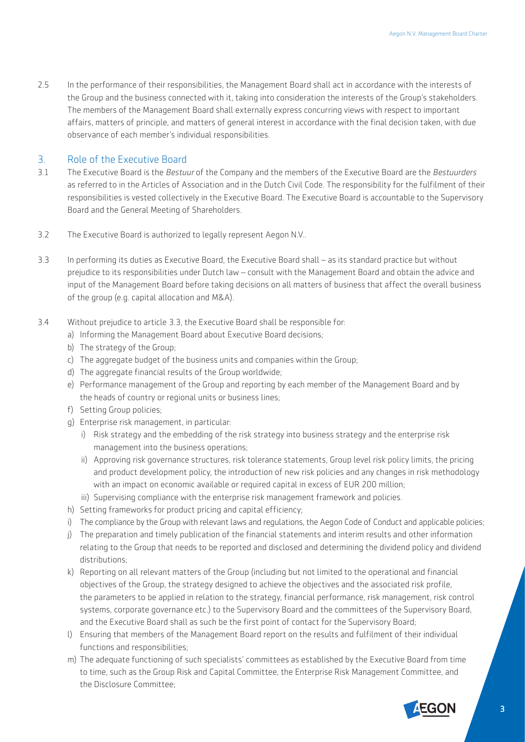2.5 In the performance of their responsibilities, the Management Board shall act in accordance with the interests of the Group and the business connected with it, taking into consideration the interests of the Group's stakeholders. The members of the Management Board shall externally express concurring views with respect to important affairs, matters of principle, and matters of general interest in accordance with the final decision taken, with due observance of each member's individual responsibilities.

## 3. Role of the Executive Board

3.1 The Executive Board is the *Bestuur* of the Company and the members of the Executive Board are the *Bestuurders* as referred to in the Articles of Association and in the Dutch Civil Code. The responsibility for the fulfilment of their responsibilities is vested collectively in the Executive Board. The Executive Board is accountable to the Supervisory Board and the General Meeting of Shareholders.

3.2 The Executive Board is authorized to legally represent Aegon N.V..

3.3 In performing its duties as Executive Board, the Executive Board shall – as its standard practice but without prejudice to its responsibilities under Dutch law – consult with the Management Board and obtain the advice and input of the Management Board before taking decisions on all matters of business that affect the overall business of the group (e.g. capital allocation and M&A).

3.4 Without prejudice to article 3.3, the Executive Board shall be responsible for:

a) Informing the Management Board about Executive Board decisions;
b) The strategy of the Group;
c) The aggregate budget of the business units and companies within the Group;
d) The aggregate financial results of the Group worldwide;
e) Performance management of the Group and reporting by each member of the Management Board and by the heads of country or regional units or business lines;
f) Setting Group policies;
g) Enterprise risk management, in particular:
   i) Risk strategy and the embedding of the risk strategy into business strategy and the enterprise risk management into the business operations;
   ii) Approving risk governance structures, risk tolerance statements, Group level risk policy limits, the pricing and product development policy, the introduction of new risk policies and any changes in risk methodology with an impact on economic available or required capital in excess of EUR 200 million;
   iii) Supervising compliance with the enterprise risk management framework and policies.
h) Setting frameworks for product pricing and capital efficiency;
i) The compliance by the Group with relevant laws and regulations, the Aegon Code of Conduct and applicable policies;
j) The preparation and timely publication of the financial statements and interim results and other information relating to the Group that needs to be reported and disclosed and determining the dividend policy and dividend distributions;
k) Reporting on all relevant matters of the Group (including but not limited to the operational and financial objectives of the Group, the strategy designed to achieve the objectives and the associated risk profile, the parameters to be applied in relation to the strategy, financial performance, risk management, risk control systems, corporate governance etc.) to the Supervisory Board and the committees of the Supervisory Board, and the Executive Board shall as such be the first point of contact for the Supervisory Board;
l) Ensuring that members of the Management Board report on the results and fulfilment of their individual functions and responsibilities;
m) The adequate functioning of such specialists' committees as established by the Executive Board from time to time, such as the Group Risk and Capital Committee, the Enterprise Risk Management Committee, and the Disclosure Committee;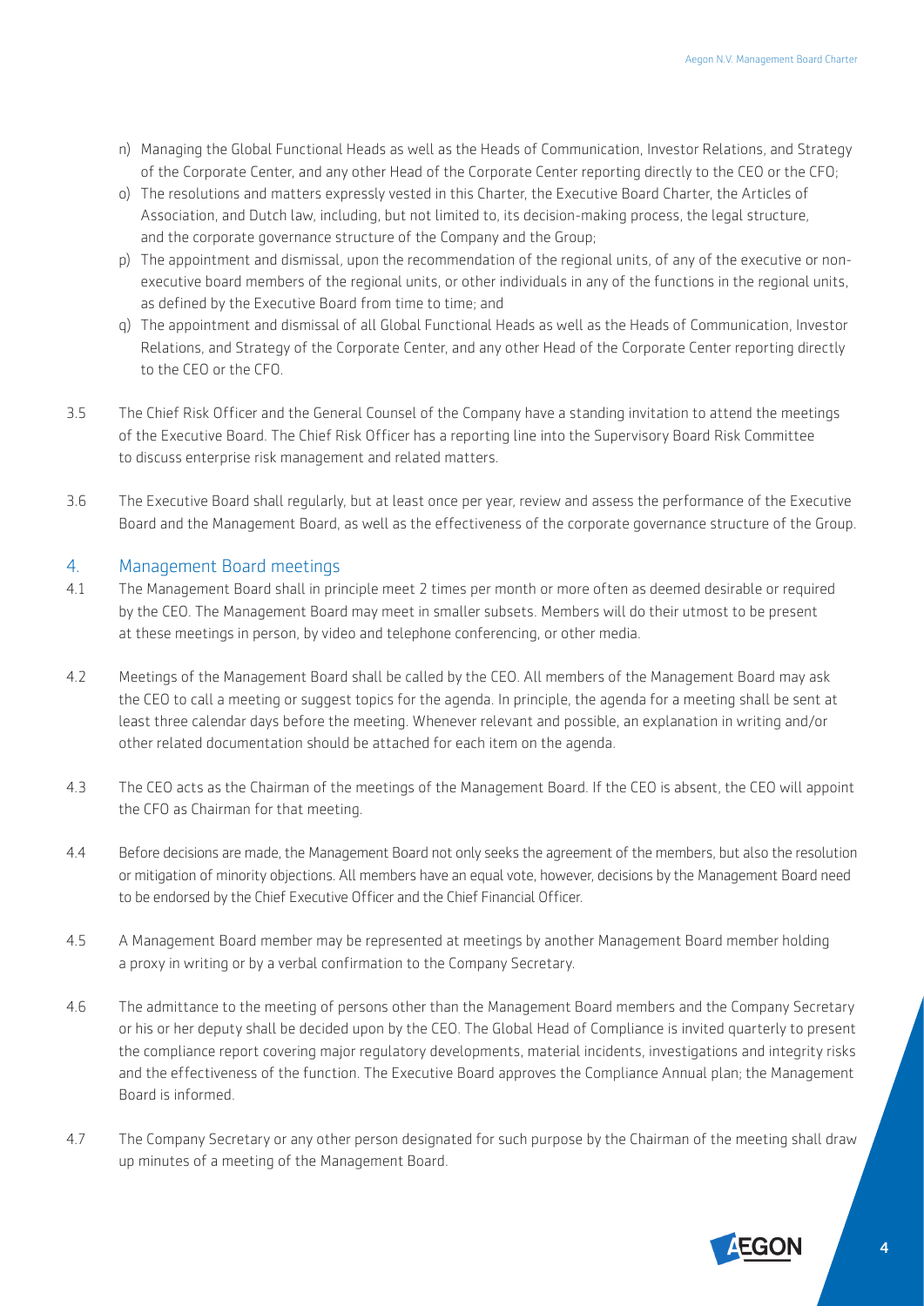n) Managing the Global Functional Heads as well as the Heads of Communication, Investor Relations, and Strategy of the Corporate Center, and any other Head of the Corporate Center reporting directly to the CEO or the CFO;

o) The resolutions and matters expressly vested in this Charter, the Executive Board Charter, the Articles of Association, and Dutch law, including, but not limited to, its decision-making process, the legal structure, and the corporate governance structure of the Company and the Group;

p) The appointment and dismissal, upon the recommendation of the regional units, of any of the executive or non-executive board members of the regional units, or other individuals in any of the functions in the regional units, as defined by the Executive Board from time to time; and

q) The appointment and dismissal of all Global Functional Heads as well as the Heads of Communication, Investor Relations, and Strategy of the Corporate Center, and any other Head of the Corporate Center reporting directly to the CEO or the CFO.

3.5 The Chief Risk Officer and the General Counsel of the Company have a standing invitation to attend the meetings of the Executive Board. The Chief Risk Officer has a reporting line into the Supervisory Board Risk Committee to discuss enterprise risk management and related matters.

3.6 The Executive Board shall regularly, but at least once per year, review and assess the performance of the Executive Board and the Management Board, as well as the effectiveness of the corporate governance structure of the Group.

## 4. Management Board meetings

4.1 The Management Board shall in principle meet 2 times per month or more often as deemed desirable or required by the CEO. The Management Board may meet in smaller subsets. Members will do their utmost to be present at these meetings in person, by video and telephone conferencing, or other media.

4.2 Meetings of the Management Board shall be called by the CEO. All members of the Management Board may ask the CEO to call a meeting or suggest topics for the agenda. In principle, the agenda for a meeting shall be sent at least three calendar days before the meeting. Whenever relevant and possible, an explanation in writing and/or other related documentation should be attached for each item on the agenda.

4.3 The CEO acts as the Chairman of the meetings of the Management Board. If the CEO is absent, the CEO will appoint the CFO as Chairman for that meeting.

4.4 Before decisions are made, the Management Board not only seeks the agreement of the members, but also the resolution or mitigation of minority objections. All members have an equal vote, however, decisions by the Management Board need to be endorsed by the Chief Executive Officer and the Chief Financial Officer.

4.5 A Management Board member may be represented at meetings by another Management Board member holding a proxy in writing or by a verbal confirmation to the Company Secretary.

4.6 The admittance to the meeting of persons other than the Management Board members and the Company Secretary or his or her deputy shall be decided upon by the CEO. The Global Head of Compliance is invited quarterly to present the compliance report covering major regulatory developments, material incidents, investigations and integrity risks and the effectiveness of the function. The Executive Board approves the Compliance Annual plan; the Management Board is informed.

4.7 The Company Secretary or any other person designated for such purpose by the Chairman of the meeting shall draw up minutes of a meeting of the Management Board.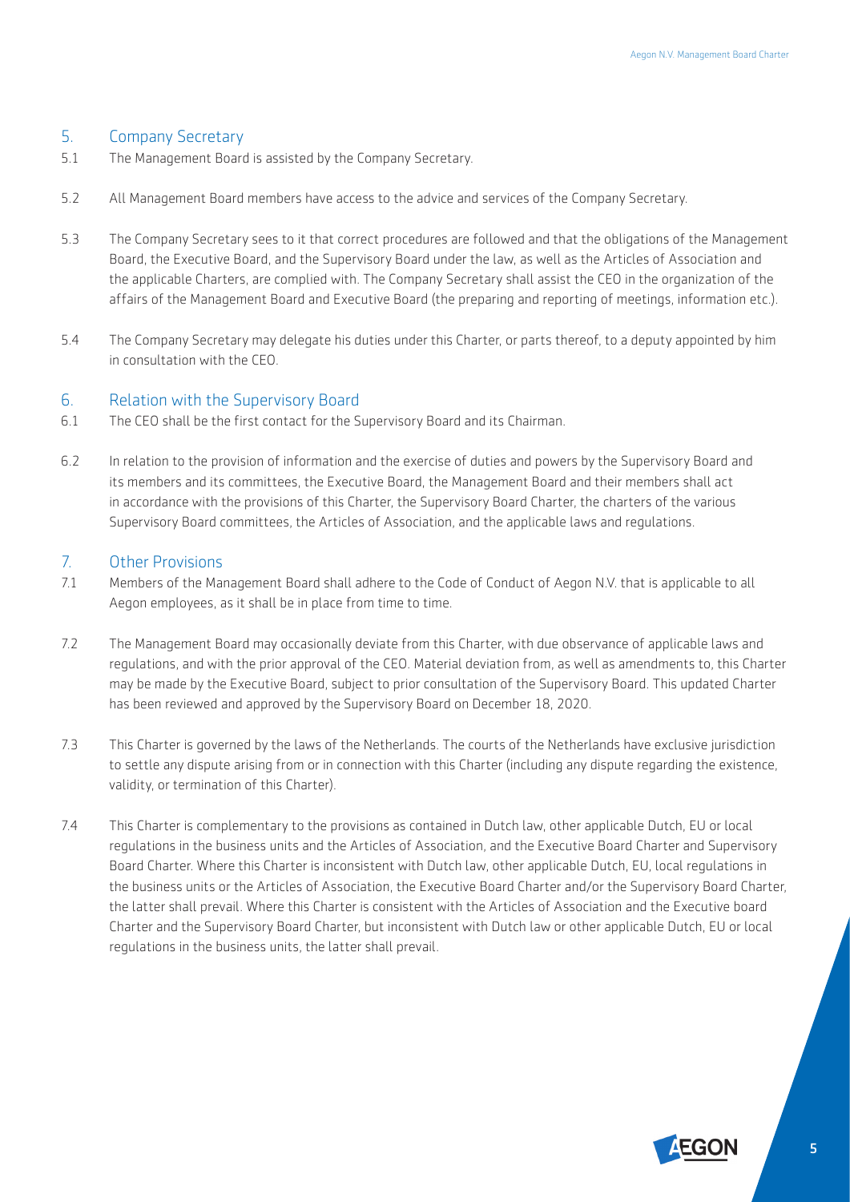## 5. Company Secretary

5.1 The Management Board is assisted by the Company Secretary.

5.2 All Management Board members have access to the advice and services of the Company Secretary.

5.3 The Company Secretary sees to it that correct procedures are followed and that the obligations of the Management Board, the Executive Board, and the Supervisory Board under the law, as well as the Articles of Association and the applicable Charters, are complied with. The Company Secretary shall assist the CEO in the organization of the affairs of the Management Board and Executive Board (the preparing and reporting of meetings, information etc.).

5.4 The Company Secretary may delegate his duties under this Charter, or parts thereof, to a deputy appointed by him in consultation with the CEO.

## 6. Relation with the Supervisory Board

6.1 The CEO shall be the first contact for the Supervisory Board and its Chairman.

6.2 In relation to the provision of information and the exercise of duties and powers by the Supervisory Board and its members and its committees, the Executive Board, the Management Board and their members shall act in accordance with the provisions of this Charter, the Supervisory Board Charter, the charters of the various Supervisory Board committees, the Articles of Association, and the applicable laws and regulations.

## 7. Other Provisions

7.1 Members of the Management Board shall adhere to the Code of Conduct of Aegon N.V. that is applicable to all Aegon employees, as it shall be in place from time to time.

7.2 The Management Board may occasionally deviate from this Charter, with due observance of applicable laws and regulations, and with the prior approval of the CEO. Material deviation from, as well as amendments to, this Charter may be made by the Executive Board, subject to prior consultation of the Supervisory Board. This updated Charter has been reviewed and approved by the Supervisory Board on December 18, 2020.

7.3 This Charter is governed by the laws of the Netherlands. The courts of the Netherlands have exclusive jurisdiction to settle any dispute arising from or in connection with this Charter (including any dispute regarding the existence, validity, or termination of this Charter).

7.4 This Charter is complementary to the provisions as contained in Dutch law, other applicable Dutch, EU or local regulations in the business units and the Articles of Association, and the Executive Board Charter and Supervisory Board Charter. Where this Charter is inconsistent with Dutch law, other applicable Dutch, EU, local regulations in the business units or the Articles of Association, the Executive Board Charter and/or the Supervisory Board Charter, the latter shall prevail. Where this Charter is consistent with the Articles of Association and the Executive board Charter and the Supervisory Board Charter, but inconsistent with Dutch law or other applicable Dutch, EU or local regulations in the business units, the latter shall prevail.